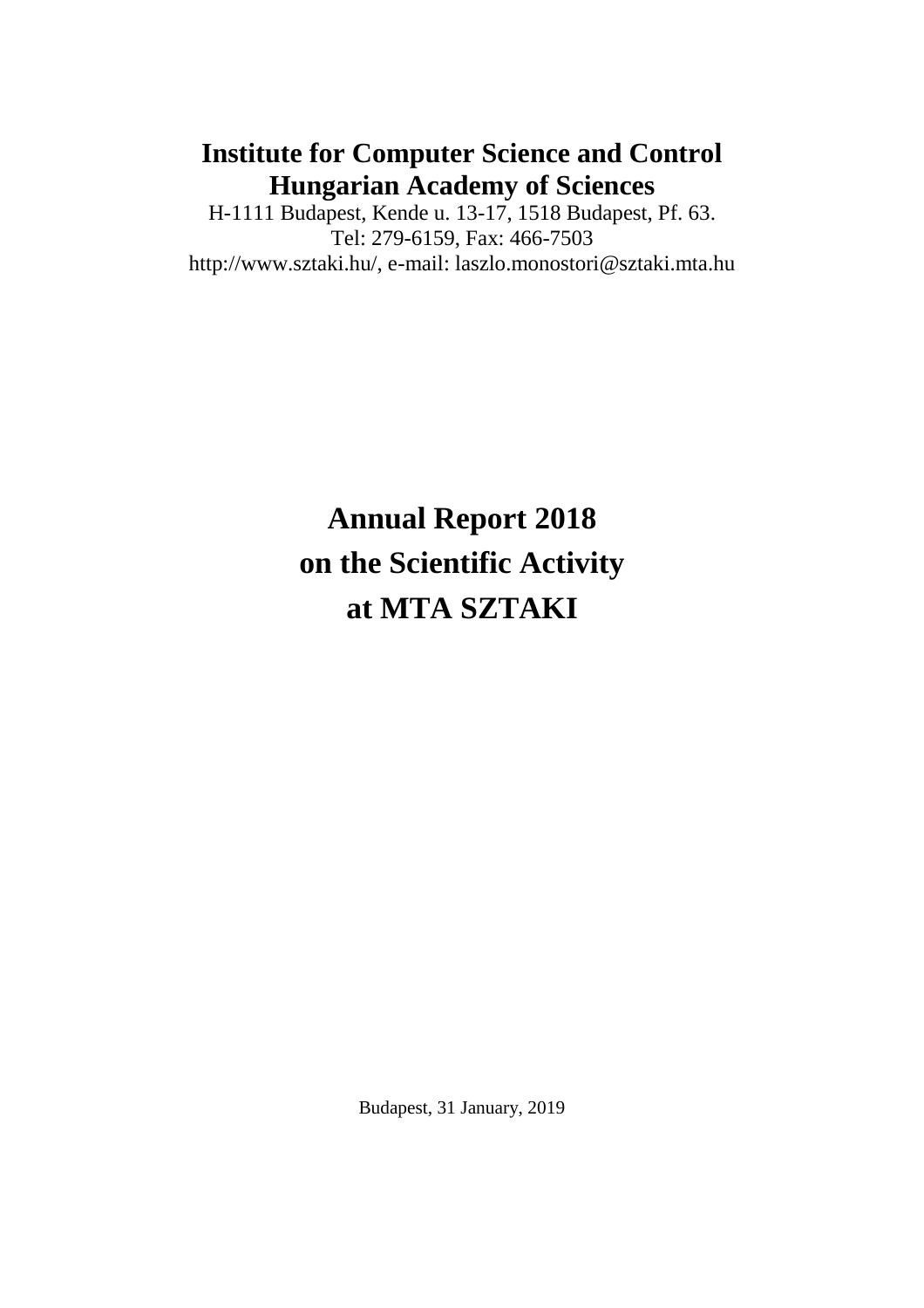**Institute for Computer Science and Control**
**Hungarian Academy of Sciences**

H-1111 Budapest, Kende u. 13-17, 1518 Budapest, Pf. 63.
Tel: 279-6159, Fax: 466-7503
http://www.sztaki.hu/, e-mail: laszlo.monostori@sztaki.mta.hu

# Annual Report 2018 on the Scientific Activity at MTA SZTAKI

Budapest, 31 January, 2019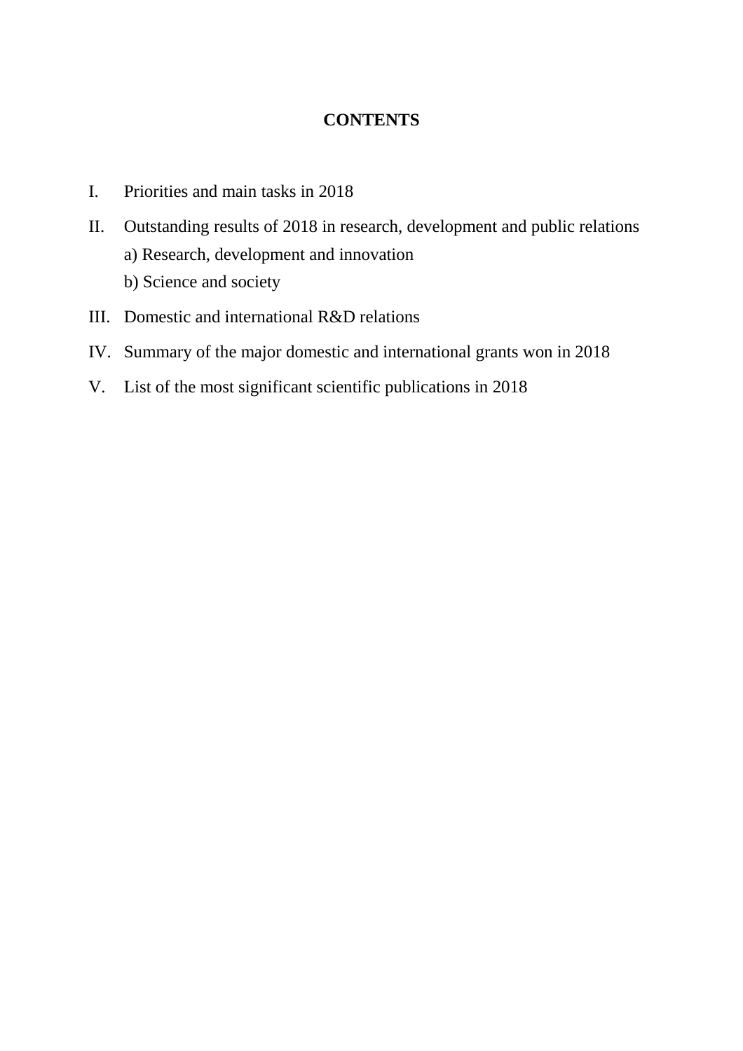# CONTENTS

I. Priorities and main tasks in 2018

II. Outstanding results of 2018 in research, development and public relations
   a) Research, development and innovation
   b) Science and society

III. Domestic and international R&D relations

IV. Summary of the major domestic and international grants won in 2018

V. List of the most significant scientific publications in 2018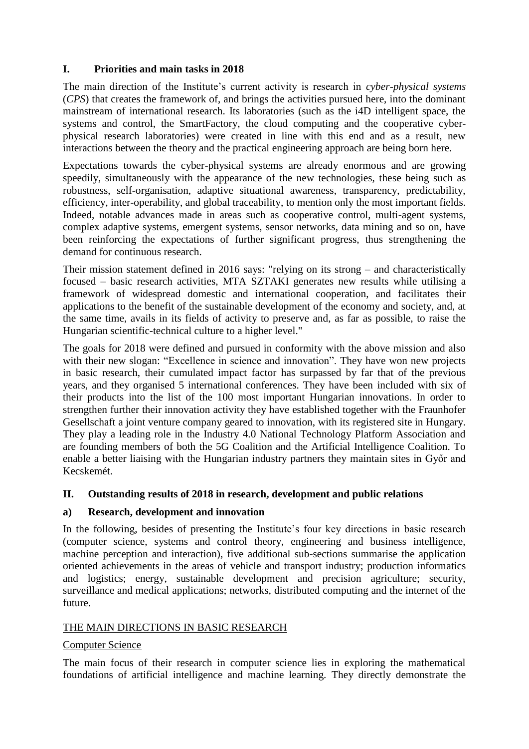## I. Priorities and main tasks in 2018

The main direction of the Institute's current activity is research in *cyber-physical systems* (*CPS*) that creates the framework of, and brings the activities pursued here, into the dominant mainstream of international research. Its laboratories (such as the i4D intelligent space, the systems and control, the SmartFactory, the cloud computing and the cooperative cyber-physical research laboratories) were created in line with this end and as a result, new interactions between the theory and the practical engineering approach are being born here.

Expectations towards the cyber-physical systems are already enormous and are growing speedily, simultaneously with the appearance of the new technologies, these being such as robustness, self-organisation, adaptive situational awareness, transparency, predictability, efficiency, inter-operability, and global traceability, to mention only the most important fields. Indeed, notable advances made in areas such as cooperative control, multi-agent systems, complex adaptive systems, emergent systems, sensor networks, data mining and so on, have been reinforcing the expectations of further significant progress, thus strengthening the demand for continuous research.

Their mission statement defined in 2016 says: "relying on its strong – and characteristically focused – basic research activities, MTA SZTAKI generates new results while utilising a framework of widespread domestic and international cooperation, and facilitates their applications to the benefit of the sustainable development of the economy and society, and, at the same time, avails in its fields of activity to preserve and, as far as possible, to raise the Hungarian scientific-technical culture to a higher level."

The goals for 2018 were defined and pursued in conformity with the above mission and also with their new slogan: "Excellence in science and innovation". They have won new projects in basic research, their cumulated impact factor has surpassed by far that of the previous years, and they organised 5 international conferences. They have been included with six of their products into the list of the 100 most important Hungarian innovations. In order to strengthen further their innovation activity they have established together with the Fraunhofer Gesellschaft a joint venture company geared to innovation, with its registered site in Hungary. They play a leading role in the Industry 4.0 National Technology Platform Association and are founding members of both the 5G Coalition and the Artificial Intelligence Coalition. To enable a better liaising with the Hungarian industry partners they maintain sites in Győr and Kecskemét.

## II. Outstanding results of 2018 in research, development and public relations

### a) Research, development and innovation

In the following, besides of presenting the Institute's four key directions in basic research (computer science, systems and control theory, engineering and business intelligence, machine perception and interaction), five additional sub-sections summarise the application oriented achievements in the areas of vehicle and transport industry; production informatics and logistics; energy, sustainable development and precision agriculture; security, surveillance and medical applications; networks, distributed computing and the internet of the future.

THE MAIN DIRECTIONS IN BASIC RESEARCH

Computer Science

The main focus of their research in computer science lies in exploring the mathematical foundations of artificial intelligence and machine learning. They directly demonstrate the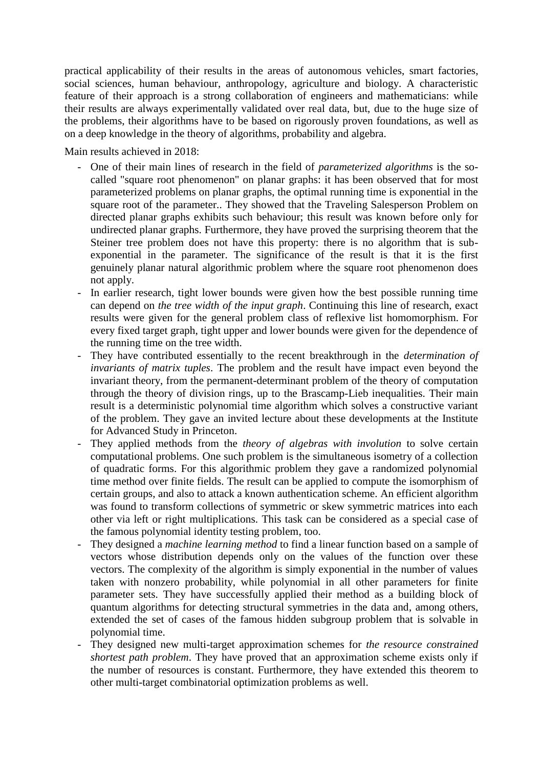practical applicability of their results in the areas of autonomous vehicles, smart factories, social sciences, human behaviour, anthropology, agriculture and biology. A characteristic feature of their approach is a strong collaboration of engineers and mathematicians: while their results are always experimentally validated over real data, but, due to the huge size of the problems, their algorithms have to be based on rigorously proven foundations, as well as on a deep knowledge in the theory of algorithms, probability and algebra.

Main results achieved in 2018:

- One of their main lines of research in the field of *parameterized algorithms* is the so-called "square root phenomenon" on planar graphs: it has been observed that for most parameterized problems on planar graphs, the optimal running time is exponential in the square root of the parameter.. They showed that the Traveling Salesperson Problem on directed planar graphs exhibits such behaviour; this result was known before only for undirected planar graphs. Furthermore, they have proved the surprising theorem that the Steiner tree problem does not have this property: there is no algorithm that is sub-exponential in the parameter. The significance of the result is that it is the first genuinely planar natural algorithmic problem where the square root phenomenon does not apply.
- In earlier research, tight lower bounds were given how the best possible running time can depend on *the tree width of the input graph*. Continuing this line of research, exact results were given for the general problem class of reflexive list homomorphism. For every fixed target graph, tight upper and lower bounds were given for the dependence of the running time on the tree width.
- They have contributed essentially to the recent breakthrough in the *determination of invariants of matrix tuples*. The problem and the result have impact even beyond the invariant theory, from the permanent-determinant problem of the theory of computation through the theory of division rings, up to the Brascamp-Lieb inequalities. Their main result is a deterministic polynomial time algorithm which solves a constructive variant of the problem. They gave an invited lecture about these developments at the Institute for Advanced Study in Princeton.
- They applied methods from the *theory of algebras with involution* to solve certain computational problems. One such problem is the simultaneous isometry of a collection of quadratic forms. For this algorithmic problem they gave a randomized polynomial time method over finite fields. The result can be applied to compute the isomorphism of certain groups, and also to attack a known authentication scheme. An efficient algorithm was found to transform collections of symmetric or skew symmetric matrices into each other via left or right multiplications. This task can be considered as a special case of the famous polynomial identity testing problem, too.
- They designed a *machine learning method* to find a linear function based on a sample of vectors whose distribution depends only on the values of the function over these vectors. The complexity of the algorithm is simply exponential in the number of values taken with nonzero probability, while polynomial in all other parameters for finite parameter sets. They have successfully applied their method as a building block of quantum algorithms for detecting structural symmetries in the data and, among others, extended the set of cases of the famous hidden subgroup problem that is solvable in polynomial time.
- They designed new multi-target approximation schemes for *the resource constrained shortest path problem*. They have proved that an approximation scheme exists only if the number of resources is constant. Furthermore, they have extended this theorem to other multi-target combinatorial optimization problems as well.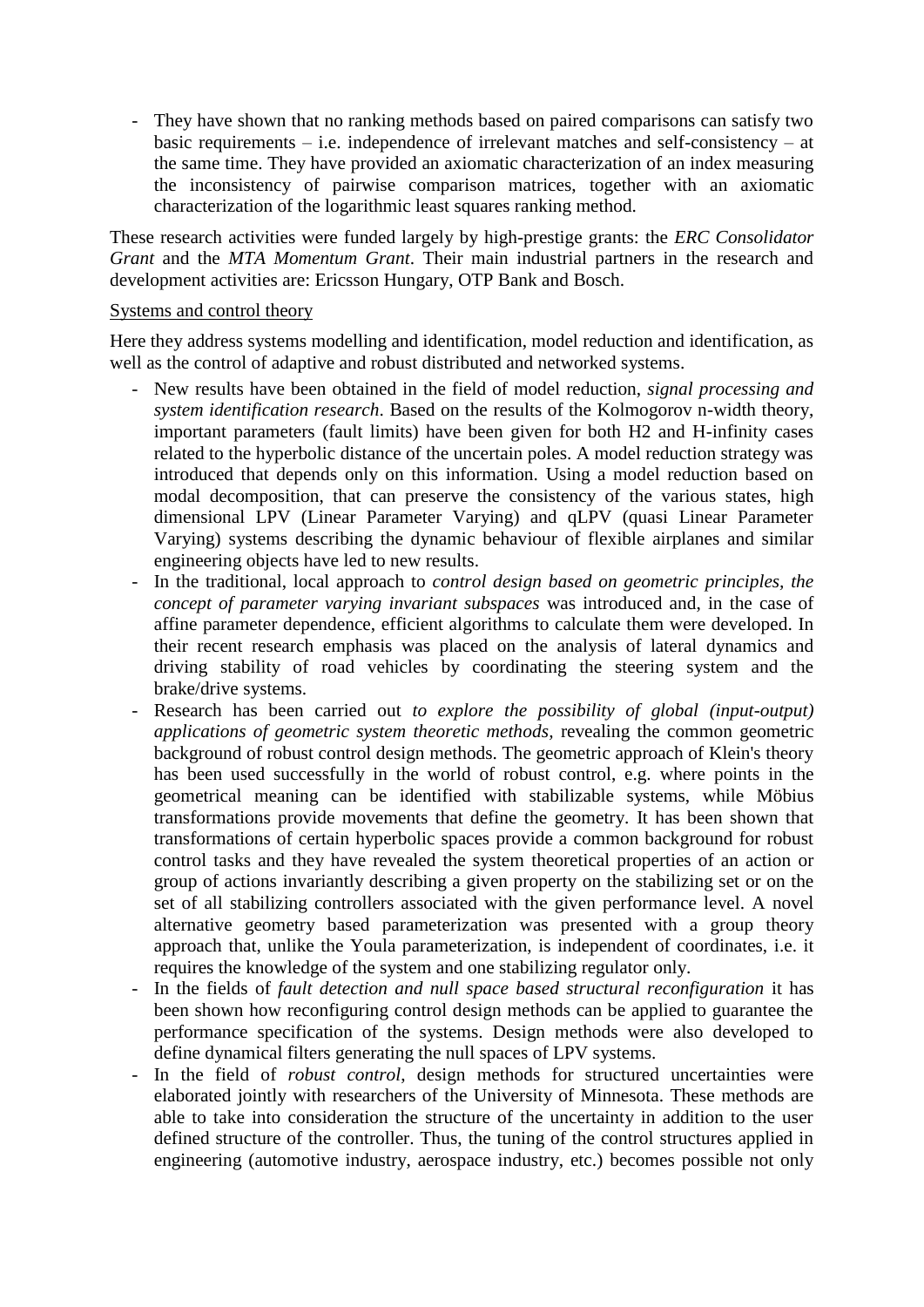- They have shown that no ranking methods based on paired comparisons can satisfy two basic requirements – i.e. independence of irrelevant matches and self-consistency – at the same time. They have provided an axiomatic characterization of an index measuring the inconsistency of pairwise comparison matrices, together with an axiomatic characterization of the logarithmic least squares ranking method.

These research activities were funded largely by high-prestige grants: the *ERC Consolidator Grant* and the *MTA Momentum Grant*. Their main industrial partners in the research and development activities are: Ericsson Hungary, OTP Bank and Bosch.

Systems and control theory

Here they address systems modelling and identification, model reduction and identification, as well as the control of adaptive and robust distributed and networked systems.

- New results have been obtained in the field of model reduction, *signal processing and system identification research*. Based on the results of the Kolmogorov n-width theory, important parameters (fault limits) have been given for both H2 and H-infinity cases related to the hyperbolic distance of the uncertain poles. A model reduction strategy was introduced that depends only on this information. Using a model reduction based on modal decomposition, that can preserve the consistency of the various states, high dimensional LPV (Linear Parameter Varying) and qLPV (quasi Linear Parameter Varying) systems describing the dynamic behaviour of flexible airplanes and similar engineering objects have led to new results.
- In the traditional, local approach to *control design based on geometric principles, the concept of parameter varying invariant subspaces* was introduced and, in the case of affine parameter dependence, efficient algorithms to calculate them were developed. In their recent research emphasis was placed on the analysis of lateral dynamics and driving stability of road vehicles by coordinating the steering system and the brake/drive systems.
- Research has been carried out *to explore the possibility of global (input-output) applications of geometric system theoretic methods,* revealing the common geometric background of robust control design methods. The geometric approach of Klein's theory has been used successfully in the world of robust control, e.g. where points in the geometrical meaning can be identified with stabilizable systems, while Möbius transformations provide movements that define the geometry. It has been shown that transformations of certain hyperbolic spaces provide a common background for robust control tasks and they have revealed the system theoretical properties of an action or group of actions invariantly describing a given property on the stabilizing set or on the set of all stabilizing controllers associated with the given performance level. A novel alternative geometry based parameterization was presented with a group theory approach that, unlike the Youla parameterization, is independent of coordinates, i.e. it requires the knowledge of the system and one stabilizing regulator only.
- In the fields of *fault detection and null space based structural reconfiguration* it has been shown how reconfiguring control design methods can be applied to guarantee the performance specification of the systems. Design methods were also developed to define dynamical filters generating the null spaces of LPV systems.
- In the field of *robust control*, design methods for structured uncertainties were elaborated jointly with researchers of the University of Minnesota. These methods are able to take into consideration the structure of the uncertainty in addition to the user defined structure of the controller. Thus, the tuning of the control structures applied in engineering (automotive industry, aerospace industry, etc.) becomes possible not only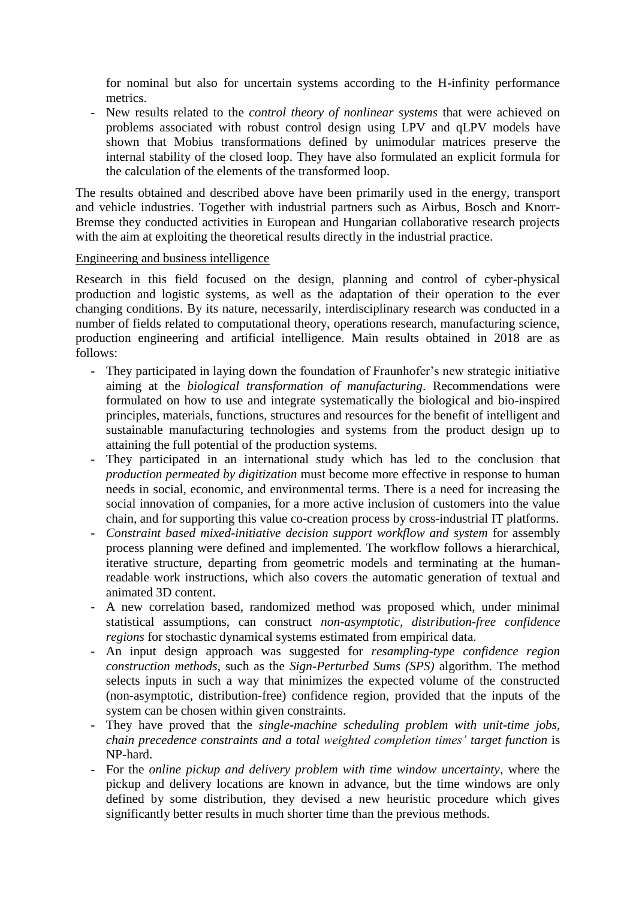for nominal but also for uncertain systems according to the H-infinity performance metrics.

- New results related to the *control theory of nonlinear systems* that were achieved on problems associated with robust control design using LPV and qLPV models have shown that Mobius transformations defined by unimodular matrices preserve the internal stability of the closed loop. They have also formulated an explicit formula for the calculation of the elements of the transformed loop.

The results obtained and described above have been primarily used in the energy, transport and vehicle industries. Together with industrial partners such as Airbus, Bosch and Knorr-Bremse they conducted activities in European and Hungarian collaborative research projects with the aim at exploiting the theoretical results directly in the industrial practice.

Engineering and business intelligence

Research in this field focused on the design, planning and control of cyber-physical production and logistic systems, as well as the adaptation of their operation to the ever changing conditions. By its nature, necessarily, interdisciplinary research was conducted in a number of fields related to computational theory, operations research, manufacturing science, production engineering and artificial intelligence. Main results obtained in 2018 are as follows:

- They participated in laying down the foundation of Fraunhofer's new strategic initiative aiming at the *biological transformation of manufacturing*. Recommendations were formulated on how to use and integrate systematically the biological and bio-inspired principles, materials, functions, structures and resources for the benefit of intelligent and sustainable manufacturing technologies and systems from the product design up to attaining the full potential of the production systems.
- They participated in an international study which has led to the conclusion that *production permeated by digitization* must become more effective in response to human needs in social, economic, and environmental terms. There is a need for increasing the social innovation of companies, for a more active inclusion of customers into the value chain, and for supporting this value co-creation process by cross-industrial IT platforms.
- *Constraint based mixed-initiative decision support workflow and system* for assembly process planning were defined and implemented. The workflow follows a hierarchical, iterative structure, departing from geometric models and terminating at the human-readable work instructions, which also covers the automatic generation of textual and animated 3D content.
- A new correlation based, randomized method was proposed which, under minimal statistical assumptions, can construct *non-asymptotic, distribution-free confidence regions* for stochastic dynamical systems estimated from empirical data.
- An input design approach was suggested for *resampling-type confidence region construction methods*, such as the *Sign-Perturbed Sums (SPS)* algorithm. The method selects inputs in such a way that minimizes the expected volume of the constructed (non-asymptotic, distribution-free) confidence region, provided that the inputs of the system can be chosen within given constraints.
- They have proved that the *single-machine scheduling problem with unit-time jobs, chain precedence constraints and a total weighted completion times' target function* is NP-hard.
- For the *online pickup and delivery problem with time window uncertainty*, where the pickup and delivery locations are known in advance, but the time windows are only defined by some distribution, they devised a new heuristic procedure which gives significantly better results in much shorter time than the previous methods.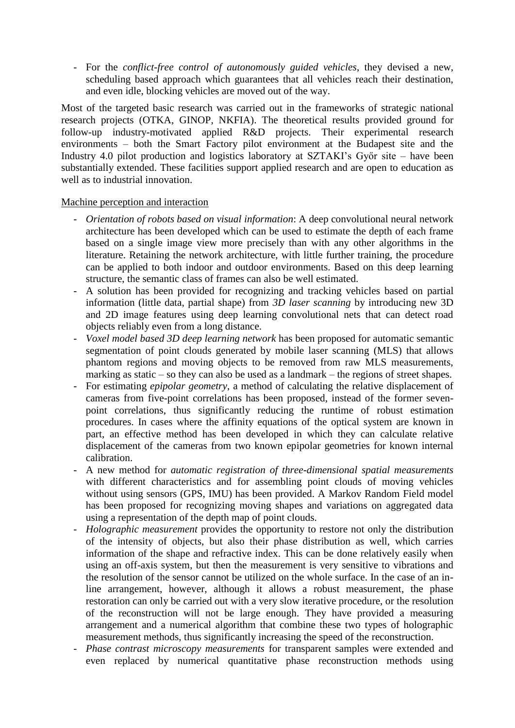- For the *conflict-free control of autonomously guided vehicles*, they devised a new, scheduling based approach which guarantees that all vehicles reach their destination, and even idle, blocking vehicles are moved out of the way.

Most of the targeted basic research was carried out in the frameworks of strategic national research projects (OTKA, GINOP, NKFIA). The theoretical results provided ground for follow-up industry-motivated applied R&D projects. Their experimental research environments – both the Smart Factory pilot environment at the Budapest site and the Industry 4.0 pilot production and logistics laboratory at SZTAKI's Győr site – have been substantially extended. These facilities support applied research and are open to education as well as to industrial innovation.

Machine perception and interaction

- *Orientation of robots based on visual information*: A deep convolutional neural network architecture has been developed which can be used to estimate the depth of each frame based on a single image view more precisely than with any other algorithms in the literature. Retaining the network architecture, with little further training, the procedure can be applied to both indoor and outdoor environments. Based on this deep learning structure, the semantic class of frames can also be well estimated.
- A solution has been provided for recognizing and tracking vehicles based on partial information (little data, partial shape) from *3D laser scanning* by introducing new 3D and 2D image features using deep learning convolutional nets that can detect road objects reliably even from a long distance.
- *Voxel model based 3D deep learning network* has been proposed for automatic semantic segmentation of point clouds generated by mobile laser scanning (MLS) that allows phantom regions and moving objects to be removed from raw MLS measurements, marking as static – so they can also be used as a landmark – the regions of street shapes.
- For estimating *epipolar geometry*, a method of calculating the relative displacement of cameras from five-point correlations has been proposed, instead of the former seven-point correlations, thus significantly reducing the runtime of robust estimation procedures. In cases where the affinity equations of the optical system are known in part, an effective method has been developed in which they can calculate relative displacement of the cameras from two known epipolar geometries for known internal calibration.
- A new method for *automatic registration of three-dimensional spatial measurements* with different characteristics and for assembling point clouds of moving vehicles without using sensors (GPS, IMU) has been provided. A Markov Random Field model has been proposed for recognizing moving shapes and variations on aggregated data using a representation of the depth map of point clouds.
- *Holographic measurement* provides the opportunity to restore not only the distribution of the intensity of objects, but also their phase distribution as well, which carries information of the shape and refractive index. This can be done relatively easily when using an off-axis system, but then the measurement is very sensitive to vibrations and the resolution of the sensor cannot be utilized on the whole surface. In the case of an in-line arrangement, however, although it allows a robust measurement, the phase restoration can only be carried out with a very slow iterative procedure, or the resolution of the reconstruction will not be large enough. They have provided a measuring arrangement and a numerical algorithm that combine these two types of holographic measurement methods, thus significantly increasing the speed of the reconstruction.
- *Phase contrast microscopy measurements* for transparent samples were extended and even replaced by numerical quantitative phase reconstruction methods using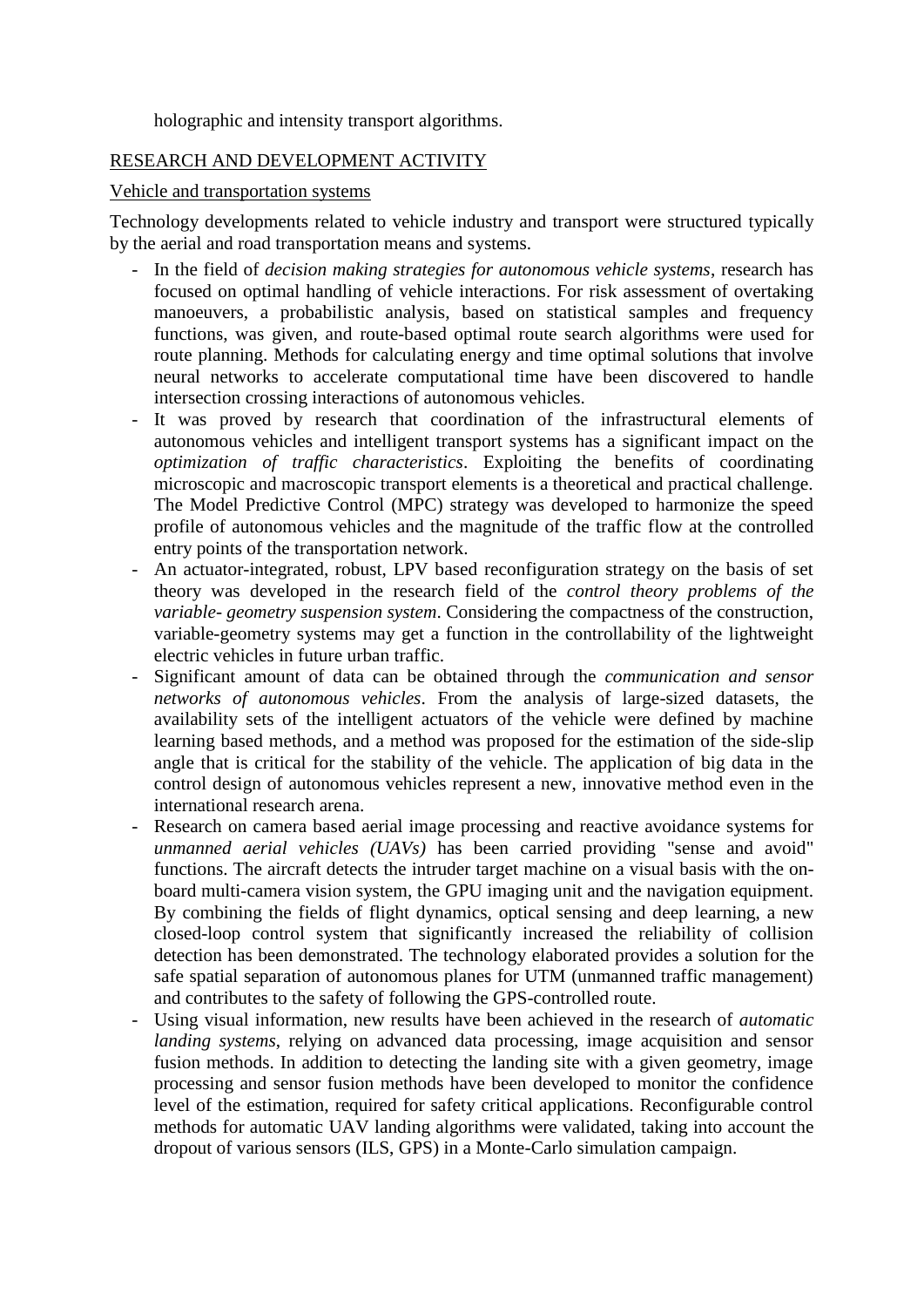holographic and intensity transport algorithms.

## RESEARCH AND DEVELOPMENT ACTIVITY

### Vehicle and transportation systems

Technology developments related to vehicle industry and transport were structured typically by the aerial and road transportation means and systems.

- In the field of *decision making strategies for autonomous vehicle systems*, research has focused on optimal handling of vehicle interactions. For risk assessment of overtaking manoeuvers, a probabilistic analysis, based on statistical samples and frequency functions, was given, and route-based optimal route search algorithms were used for route planning. Methods for calculating energy and time optimal solutions that involve neural networks to accelerate computational time have been discovered to handle intersection crossing interactions of autonomous vehicles.
- It was proved by research that coordination of the infrastructural elements of autonomous vehicles and intelligent transport systems has a significant impact on the *optimization of traffic characteristics*. Exploiting the benefits of coordinating microscopic and macroscopic transport elements is a theoretical and practical challenge. The Model Predictive Control (MPC) strategy was developed to harmonize the speed profile of autonomous vehicles and the magnitude of the traffic flow at the controlled entry points of the transportation network.
- An actuator-integrated, robust, LPV based reconfiguration strategy on the basis of set theory was developed in the research field of the *control theory problems of the variable- geometry suspension system*. Considering the compactness of the construction, variable-geometry systems may get a function in the controllability of the lightweight electric vehicles in future urban traffic.
- Significant amount of data can be obtained through the *communication and sensor networks of autonomous vehicles*. From the analysis of large-sized datasets, the availability sets of the intelligent actuators of the vehicle were defined by machine learning based methods, and a method was proposed for the estimation of the side-slip angle that is critical for the stability of the vehicle. The application of big data in the control design of autonomous vehicles represent a new, innovative method even in the international research arena.
- Research on camera based aerial image processing and reactive avoidance systems for *unmanned aerial vehicles (UAVs)* has been carried providing "sense and avoid" functions. The aircraft detects the intruder target machine on a visual basis with the on-board multi-camera vision system, the GPU imaging unit and the navigation equipment. By combining the fields of flight dynamics, optical sensing and deep learning, a new closed-loop control system that significantly increased the reliability of collision detection has been demonstrated. The technology elaborated provides a solution for the safe spatial separation of autonomous planes for UTM (unmanned traffic management) and contributes to the safety of following the GPS-controlled route.
- Using visual information, new results have been achieved in the research of *automatic landing systems*, relying on advanced data processing, image acquisition and sensor fusion methods. In addition to detecting the landing site with a given geometry, image processing and sensor fusion methods have been developed to monitor the confidence level of the estimation, required for safety critical applications. Reconfigurable control methods for automatic UAV landing algorithms were validated, taking into account the dropout of various sensors (ILS, GPS) in a Monte-Carlo simulation campaign.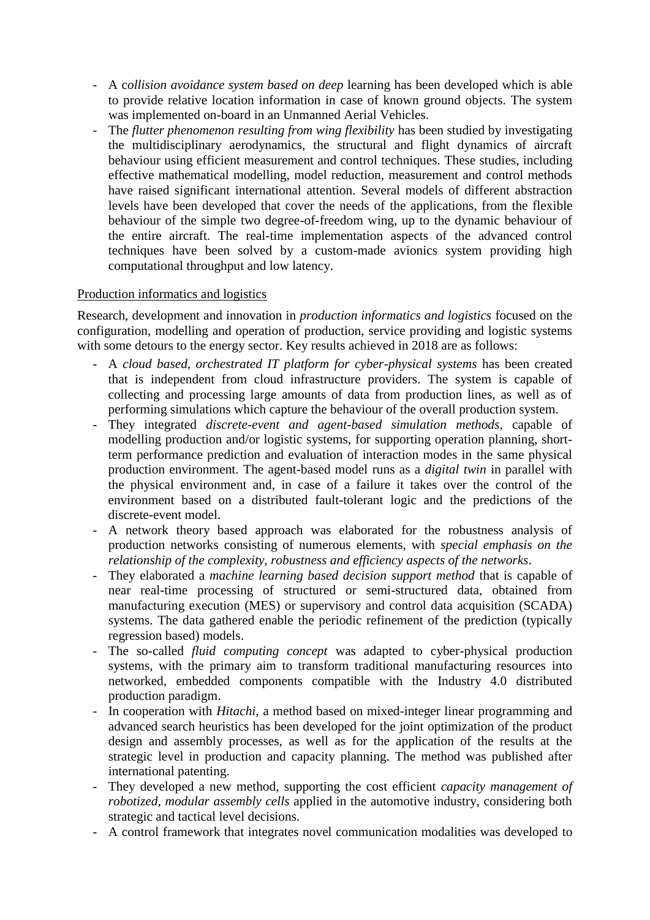- A c*ollision avoidance system based on deep* learning has been developed which is able to provide relative location information in case of known ground objects. The system was implemented on-board in an Unmanned Aerial Vehicles.
- The *flutter phenomenon resulting from wing flexibility* has been studied by investigating the multidisciplinary aerodynamics, the structural and flight dynamics of aircraft behaviour using efficient measurement and control techniques. These studies, including effective mathematical modelling, model reduction, measurement and control methods have raised significant international attention. Several models of different abstraction levels have been developed that cover the needs of the applications, from the flexible behaviour of the simple two degree-of-freedom wing, up to the dynamic behaviour of the entire aircraft. The real-time implementation aspects of the advanced control techniques have been solved by a custom-made avionics system providing high computational throughput and low latency.

<u>Production informatics and logistics</u>

Research, development and innovation in *production informatics and logistics* focused on the configuration, modelling and operation of production, service providing and logistic systems with some detours to the energy sector. Key results achieved in 2018 are as follows:

- A *cloud based, orchestrated IT platform for cyber-physical systems* has been created that is independent from cloud infrastructure providers. The system is capable of collecting and processing large amounts of data from production lines, as well as of performing simulations which capture the behaviour of the overall production system.
- They integrated *discrete-event and agent-based simulation methods,* capable of modelling production and/or logistic systems, for supporting operation planning, short-term performance prediction and evaluation of interaction modes in the same physical production environment. The agent-based model runs as a *digital twin* in parallel with the physical environment and, in case of a failure it takes over the control of the environment based on a distributed fault-tolerant logic and the predictions of the discrete-event model.
- A network theory based approach was elaborated for the robustness analysis of production networks consisting of numerous elements, with *special emphasis on the relationship of the complexity, robustness and efficiency aspects of the networks*.
- They elaborated a *machine learning based decision support method* that is capable of near real-time processing of structured or semi-structured data, obtained from manufacturing execution (MES) or supervisory and control data acquisition (SCADA) systems. The data gathered enable the periodic refinement of the prediction (typically regression based) models.
- The so-called *fluid computing concept* was adapted to cyber-physical production systems, with the primary aim to transform traditional manufacturing resources into networked, embedded components compatible with the Industry 4.0 distributed production paradigm.
- In cooperation with *Hitachi*, a method based on mixed-integer linear programming and advanced search heuristics has been developed for the joint optimization of the product design and assembly processes, as well as for the application of the results at the strategic level in production and capacity planning. The method was published after international patenting.
- They developed a new method, supporting the cost efficient *capacity management of robotized, modular assembly cells* applied in the automotive industry, considering both strategic and tactical level decisions.
- A control framework that integrates novel communication modalities was developed to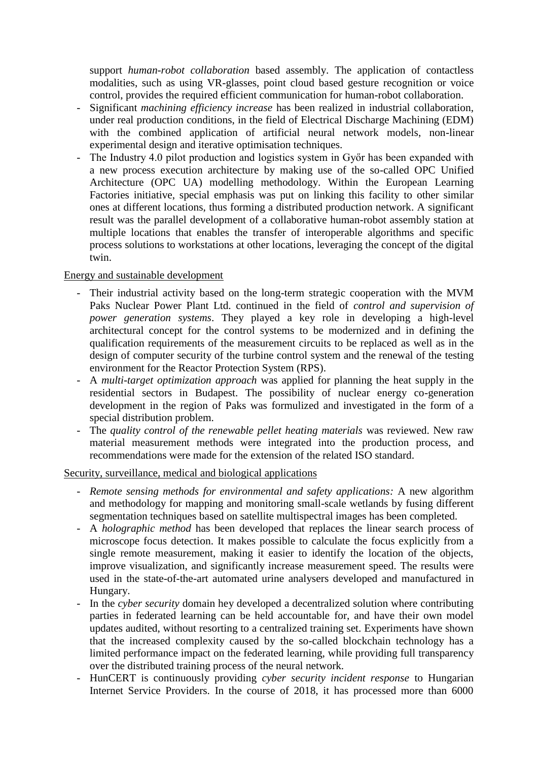support *human-robot collaboration* based assembly. The application of contactless modalities, such as using VR-glasses, point cloud based gesture recognition or voice control, provides the required efficient communication for human-robot collaboration.

- Significant *machining efficiency increase* has been realized in industrial collaboration, under real production conditions, in the field of Electrical Discharge Machining (EDM) with the combined application of artificial neural network models, non-linear experimental design and iterative optimisation techniques.
- The Industry 4.0 pilot production and logistics system in Győr has been expanded with a new process execution architecture by making use of the so-called OPC Unified Architecture (OPC UA) modelling methodology. Within the European Learning Factories initiative, special emphasis was put on linking this facility to other similar ones at different locations, thus forming a distributed production network. A significant result was the parallel development of a collaborative human-robot assembly station at multiple locations that enables the transfer of interoperable algorithms and specific process solutions to workstations at other locations, leveraging the concept of the digital twin.

<u>Energy and sustainable development</u>

- Their industrial activity based on the long-term strategic cooperation with the MVM Paks Nuclear Power Plant Ltd. continued in the field of *control and supervision of power generation systems*. They played a key role in developing a high-level architectural concept for the control systems to be modernized and in defining the qualification requirements of the measurement circuits to be replaced as well as in the design of computer security of the turbine control system and the renewal of the testing environment for the Reactor Protection System (RPS).
- A *multi-target optimization approach* was applied for planning the heat supply in the residential sectors in Budapest. The possibility of nuclear energy co-generation development in the region of Paks was formulized and investigated in the form of a special distribution problem.
- The *quality control of the renewable pellet heating materials* was reviewed. New raw material measurement methods were integrated into the production process, and recommendations were made for the extension of the related ISO standard.

<u>Security, surveillance, medical and biological applications</u>

- *Remote sensing methods for environmental and safety applications:* A new algorithm and methodology for mapping and monitoring small-scale wetlands by fusing different segmentation techniques based on satellite multispectral images has been completed.
- A *holographic method* has been developed that replaces the linear search process of microscope focus detection. It makes possible to calculate the focus explicitly from a single remote measurement, making it easier to identify the location of the objects, improve visualization, and significantly increase measurement speed. The results were used in the state-of-the-art automated urine analysers developed and manufactured in Hungary.
- In the *cyber security* domain hey developed a decentralized solution where contributing parties in federated learning can be held accountable for, and have their own model updates audited, without resorting to a centralized training set. Experiments have shown that the increased complexity caused by the so-called blockchain technology has a limited performance impact on the federated learning, while providing full transparency over the distributed training process of the neural network.
- HunCERT is continuously providing *cyber security incident response* to Hungarian Internet Service Providers. In the course of 2018, it has processed more than 6000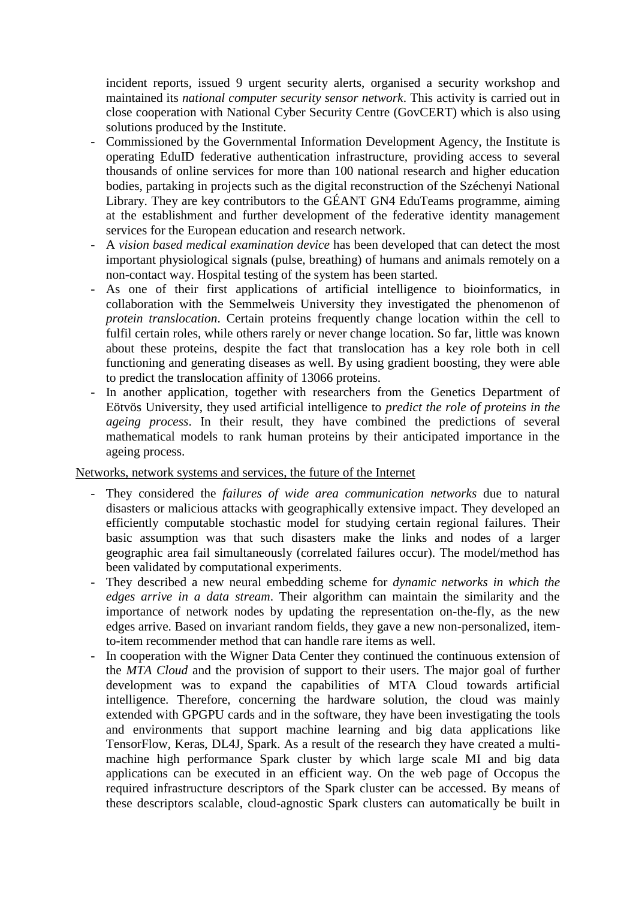incident reports, issued 9 urgent security alerts, organised a security workshop and maintained its *national computer security sensor network*. This activity is carried out in close cooperation with National Cyber Security Centre (GovCERT) which is also using solutions produced by the Institute.

- Commissioned by the Governmental Information Development Agency, the Institute is operating EduID federative authentication infrastructure, providing access to several thousands of online services for more than 100 national research and higher education bodies, partaking in projects such as the digital reconstruction of the Széchenyi National Library. They are key contributors to the GÉANT GN4 EduTeams programme, aiming at the establishment and further development of the federative identity management services for the European education and research network.
- A *vision based medical examination device* has been developed that can detect the most important physiological signals (pulse, breathing) of humans and animals remotely on a non-contact way. Hospital testing of the system has been started.
- As one of their first applications of artificial intelligence to bioinformatics, in collaboration with the Semmelweis University they investigated the phenomenon of *protein translocation*. Certain proteins frequently change location within the cell to fulfil certain roles, while others rarely or never change location. So far, little was known about these proteins, despite the fact that translocation has a key role both in cell functioning and generating diseases as well. By using gradient boosting, they were able to predict the translocation affinity of 13066 proteins.
- In another application, together with researchers from the Genetics Department of Eötvös University, they used artificial intelligence to *predict the role of proteins in the ageing process*. In their result, they have combined the predictions of several mathematical models to rank human proteins by their anticipated importance in the ageing process.

<u>Networks, network systems and services, the future of the Internet</u>

- They considered the *failures of wide area communication networks* due to natural disasters or malicious attacks with geographically extensive impact. They developed an efficiently computable stochastic model for studying certain regional failures. Their basic assumption was that such disasters make the links and nodes of a larger geographic area fail simultaneously (correlated failures occur). The model/method has been validated by computational experiments.
- They described a new neural embedding scheme for *dynamic networks in which the edges arrive in a data stream*. Their algorithm can maintain the similarity and the importance of network nodes by updating the representation on-the-fly, as the new edges arrive. Based on invariant random fields, they gave a new non-personalized, item-to-item recommender method that can handle rare items as well.
- In cooperation with the Wigner Data Center they continued the continuous extension of the *MTA Cloud* and the provision of support to their users. The major goal of further development was to expand the capabilities of MTA Cloud towards artificial intelligence. Therefore, concerning the hardware solution, the cloud was mainly extended with GPGPU cards and in the software, they have been investigating the tools and environments that support machine learning and big data applications like TensorFlow, Keras, DL4J, Spark. As a result of the research they have created a multi-machine high performance Spark cluster by which large scale MI and big data applications can be executed in an efficient way. On the web page of Occopus the required infrastructure descriptors of the Spark cluster can be accessed. By means of these descriptors scalable, cloud-agnostic Spark clusters can automatically be built in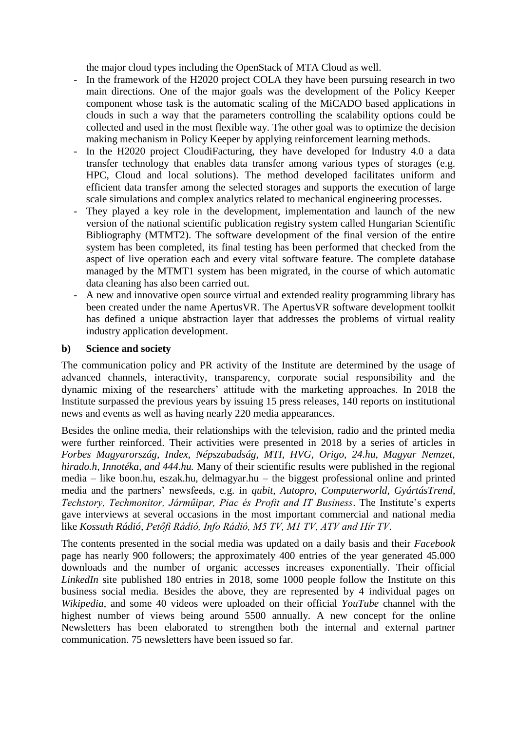the major cloud types including the OpenStack of MTA Cloud as well.

- In the framework of the H2020 project COLA they have been pursuing research in two main directions. One of the major goals was the development of the Policy Keeper component whose task is the automatic scaling of the MiCADO based applications in clouds in such a way that the parameters controlling the scalability options could be collected and used in the most flexible way. The other goal was to optimize the decision making mechanism in Policy Keeper by applying reinforcement learning methods.
- In the H2020 project CloudiFacturing, they have developed for Industry 4.0 a data transfer technology that enables data transfer among various types of storages (e.g. HPC, Cloud and local solutions). The method developed facilitates uniform and efficient data transfer among the selected storages and supports the execution of large scale simulations and complex analytics related to mechanical engineering processes.
- They played a key role in the development, implementation and launch of the new version of the national scientific publication registry system called Hungarian Scientific Bibliography (MTMT2). The software development of the final version of the entire system has been completed, its final testing has been performed that checked from the aspect of live operation each and every vital software feature. The complete database managed by the MTMT1 system has been migrated, in the course of which automatic data cleaning has also been carried out.
- A new and innovative open source virtual and extended reality programming library has been created under the name ApertusVR. The ApertusVR software development toolkit has defined a unique abstraction layer that addresses the problems of virtual reality industry application development.

**b) Science and society**

The communication policy and PR activity of the Institute are determined by the usage of advanced channels, interactivity, transparency, corporate social responsibility and the dynamic mixing of the researchers' attitude with the marketing approaches. In 2018 the Institute surpassed the previous years by issuing 15 press releases, 140 reports on institutional news and events as well as having nearly 220 media appearances.

Besides the online media, their relationships with the television, radio and the printed media were further reinforced. Their activities were presented in 2018 by a series of articles in *Forbes Magyarország, Index, Népszabadság, MTI, HVG, Origo, 24.hu, Magyar Nemzet, hirado.h, Innotéka, and 444.hu.* Many of their scientific results were published in the regional media – like boon.hu, eszak.hu, delmagyar.hu – the biggest professional online and printed media and the partners' newsfeeds, e.g. in *qubit, Autopro, Computerworld, GyártásTrend, Techstory, Techmonitor, Járműipar, Piac és Profit and IT Business*. The Institute's experts gave interviews at several occasions in the most important commercial and national media like *Kossuth Rádió, Petőfi Rádió, Info Rádió, M5 TV, M1 TV, ATV and Hír TV*.

The contents presented in the social media was updated on a daily basis and their *Facebook* page has nearly 900 followers; the approximately 400 entries of the year generated 45.000 downloads and the number of organic accesses increases exponentially. Their official *LinkedIn* site published 180 entries in 2018, some 1000 people follow the Institute on this business social media. Besides the above, they are represented by 4 individual pages on *Wikipedia*, and some 40 videos were uploaded on their official *YouTube* channel with the highest number of views being around 5500 annually. A new concept for the online Newsletters has been elaborated to strengthen both the internal and external partner communication. 75 newsletters have been issued so far.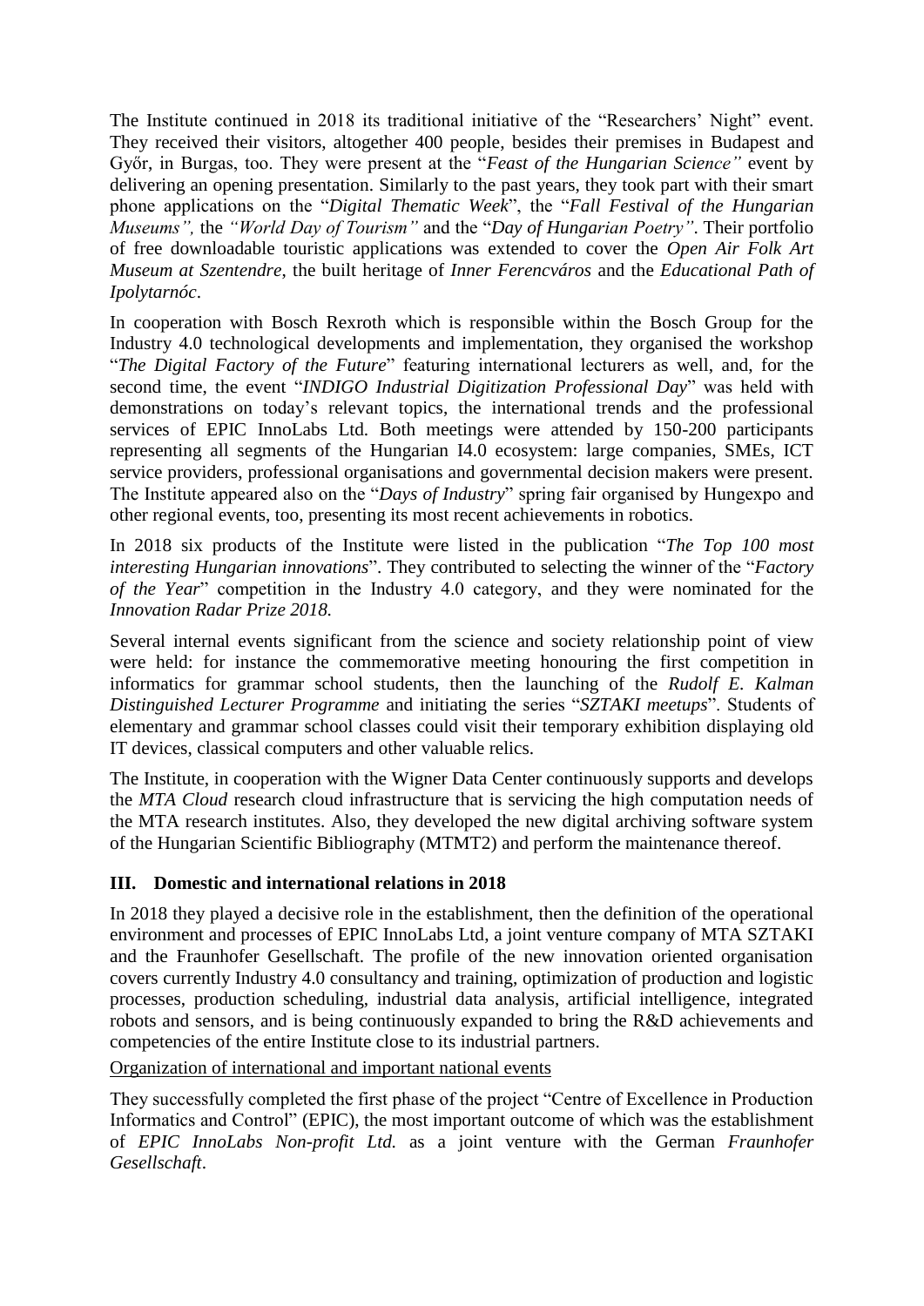The Institute continued in 2018 its traditional initiative of the "Researchers' Night" event. They received their visitors, altogether 400 people, besides their premises in Budapest and Győr, in Burgas, too. They were present at the "*Feast of the Hungarian Science"* event by delivering an opening presentation. Similarly to the past years, they took part with their smart phone applications on the "*Digital Thematic Week*", the "*Fall Festival of the Hungarian Museums",* the *"World Day of Tourism"* and the "*Day of Hungarian Poetry"*. Their portfolio of free downloadable touristic applications was extended to cover the *Open Air Folk Art Museum at Szentendre*, the built heritage of *Inner Ferencváros* and the *Educational Path of Ipolytarnóc*.

In cooperation with Bosch Rexroth which is responsible within the Bosch Group for the Industry 4.0 technological developments and implementation, they organised the workshop "*The Digital Factory of the Future*" featuring international lecturers as well, and, for the second time, the event "*INDIGO Industrial Digitization Professional Day*" was held with demonstrations on today's relevant topics, the international trends and the professional services of EPIC InnoLabs Ltd. Both meetings were attended by 150-200 participants representing all segments of the Hungarian I4.0 ecosystem: large companies, SMEs, ICT service providers, professional organisations and governmental decision makers were present. The Institute appeared also on the "*Days of Industry*" spring fair organised by Hungexpo and other regional events, too, presenting its most recent achievements in robotics.

In 2018 six products of the Institute were listed in the publication "*The Top 100 most interesting Hungarian innovations*". They contributed to selecting the winner of the "*Factory of the Year*" competition in the Industry 4.0 category, and they were nominated for the *Innovation Radar Prize 2018.*

Several internal events significant from the science and society relationship point of view were held: for instance the commemorative meeting honouring the first competition in informatics for grammar school students, then the launching of the *Rudolf E. Kalman Distinguished Lecturer Programme* and initiating the series "*SZTAKI meetups*". Students of elementary and grammar school classes could visit their temporary exhibition displaying old IT devices, classical computers and other valuable relics.

The Institute, in cooperation with the Wigner Data Center continuously supports and develops the *MTA Cloud* research cloud infrastructure that is servicing the high computation needs of the MTA research institutes. Also, they developed the new digital archiving software system of the Hungarian Scientific Bibliography (MTMT2) and perform the maintenance thereof.

## III. Domestic and international relations in 2018

In 2018 they played a decisive role in the establishment, then the definition of the operational environment and processes of EPIC InnoLabs Ltd, a joint venture company of MTA SZTAKI and the Fraunhofer Gesellschaft. The profile of the new innovation oriented organisation covers currently Industry 4.0 consultancy and training, optimization of production and logistic processes, production scheduling, industrial data analysis, artificial intelligence, integrated robots and sensors, and is being continuously expanded to bring the R&D achievements and competencies of the entire Institute close to its industrial partners.

<u>Organization of international and important national events</u>

They successfully completed the first phase of the project "Centre of Excellence in Production Informatics and Control" (EPIC), the most important outcome of which was the establishment of *EPIC InnoLabs Non-profit Ltd.* as a joint venture with the German *Fraunhofer Gesellschaft*.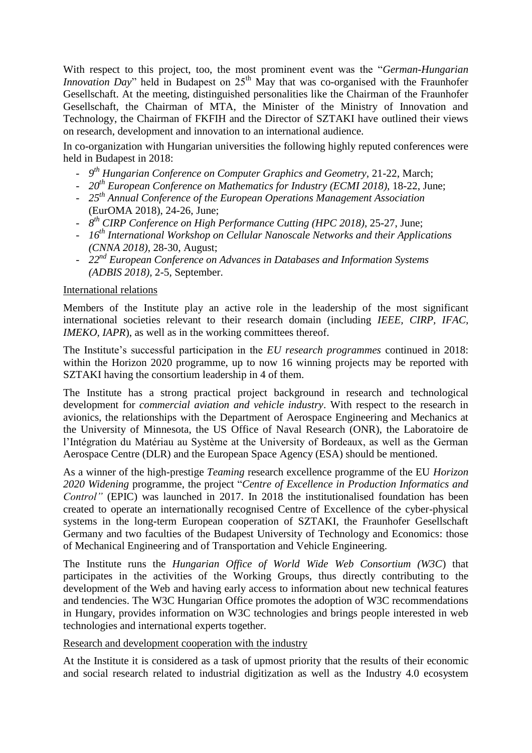With respect to this project, too, the most prominent event was the "*German-Hungarian Innovation Day*" held in Budapest on 25th May that was co-organised with the Fraunhofer Gesellschaft. At the meeting, distinguished personalities like the Chairman of the Fraunhofer Gesellschaft, the Chairman of MTA, the Minister of the Ministry of Innovation and Technology, the Chairman of FKFIH and the Director of SZTAKI have outlined their views on research, development and innovation to an international audience.

In co-organization with Hungarian universities the following highly reputed conferences were held in Budapest in 2018:

- *9th Hungarian Conference on Computer Graphics and Geometry*, 21-22, March;
- *20th European Conference on Mathematics for Industry (ECMI 2018)*, 18-22, June;
- *25th Annual Conference of the European Operations Management Association* (EurOMA 2018), 24-26, June;
- *8th CIRP Conference on High Performance Cutting (HPC 2018)*, 25-27, June;
- *16th International Workshop on Cellular Nanoscale Networks and their Applications (CNNA 2018)*, 28-30, August;
- *22nd European Conference on Advances in Databases and Information Systems (ADBIS 2018),* 2-5, September.

International relations

Members of the Institute play an active role in the leadership of the most significant international societies relevant to their research domain (including *IEEE, CIRP, IFAC, IMEKO, IAPR*), as well as in the working committees thereof.

The Institute's successful participation in the *EU research programmes* continued in 2018: within the Horizon 2020 programme, up to now 16 winning projects may be reported with SZTAKI having the consortium leadership in 4 of them.

The Institute has a strong practical project background in research and technological development for *commercial aviation and vehicle industry*. With respect to the research in avionics, the relationships with the Department of Aerospace Engineering and Mechanics at the University of Minnesota, the US Office of Naval Research (ONR), the Laboratoire de l'Intégration du Matériau au Système at the University of Bordeaux, as well as the German Aerospace Centre (DLR) and the European Space Agency (ESA) should be mentioned.

As a winner of the high-prestige *Teaming* research excellence programme of the EU *Horizon 2020 Widening* programme, the project "*Centre of Excellence in Production Informatics and Control"* (EPIC) was launched in 2017. In 2018 the institutionalised foundation has been created to operate an internationally recognised Centre of Excellence of the cyber-physical systems in the long-term European cooperation of SZTAKI, the Fraunhofer Gesellschaft Germany and two faculties of the Budapest University of Technology and Economics: those of Mechanical Engineering and of Transportation and Vehicle Engineering.

The Institute runs the *Hungarian Office of World Wide Web Consortium (W3C*) that participates in the activities of the Working Groups, thus directly contributing to the development of the Web and having early access to information about new technical features and tendencies. The W3C Hungarian Office promotes the adoption of W3C recommendations in Hungary, provides information on W3C technologies and brings people interested in web technologies and international experts together.

Research and development cooperation with the industry

At the Institute it is considered as a task of upmost priority that the results of their economic and social research related to industrial digitization as well as the Industry 4.0 ecosystem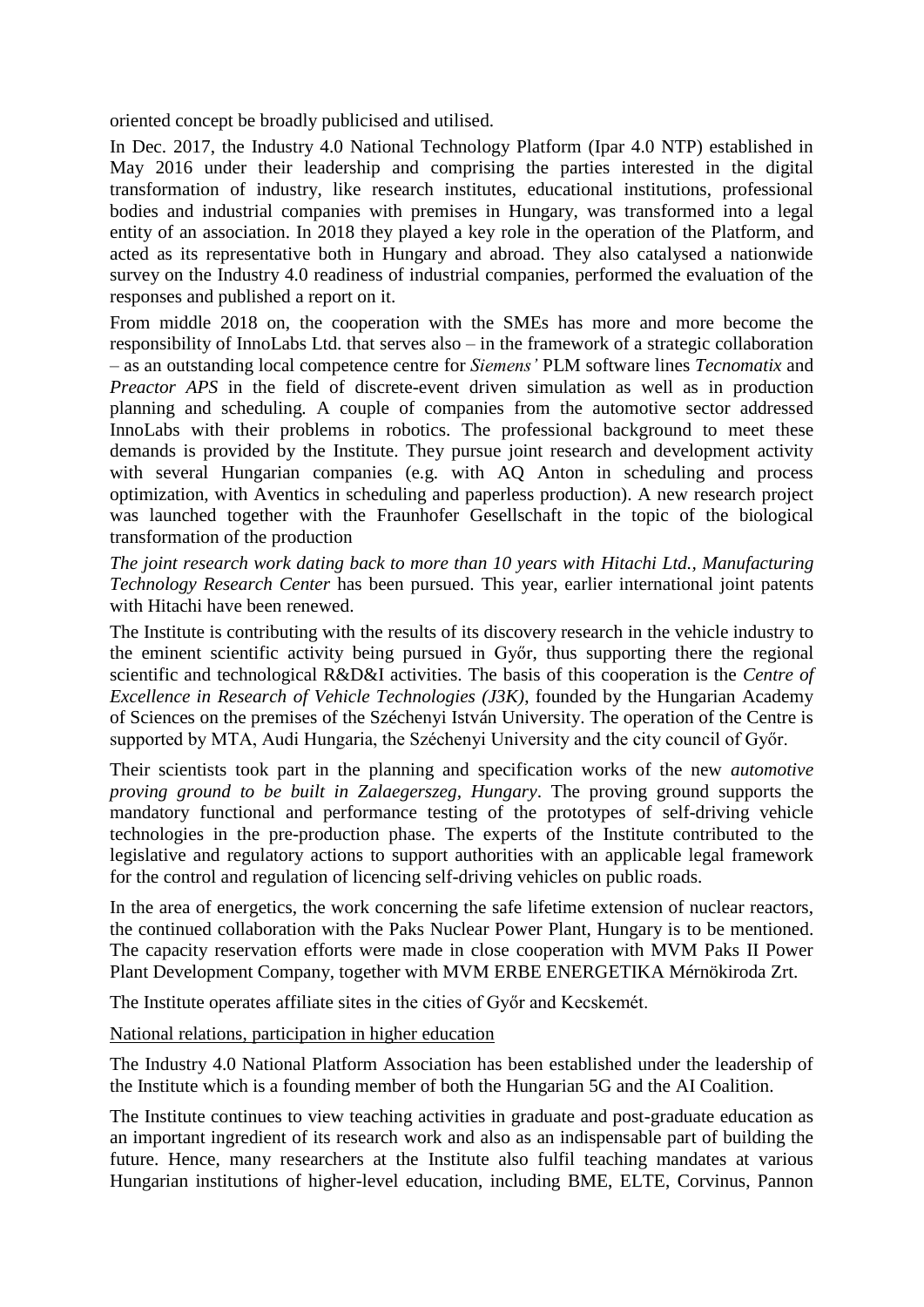oriented concept be broadly publicised and utilised.

In Dec. 2017, the Industry 4.0 National Technology Platform (Ipar 4.0 NTP) established in May 2016 under their leadership and comprising the parties interested in the digital transformation of industry, like research institutes, educational institutions, professional bodies and industrial companies with premises in Hungary, was transformed into a legal entity of an association. In 2018 they played a key role in the operation of the Platform, and acted as its representative both in Hungary and abroad. They also catalysed a nationwide survey on the Industry 4.0 readiness of industrial companies, performed the evaluation of the responses and published a report on it.

From middle 2018 on, the cooperation with the SMEs has more and more become the responsibility of InnoLabs Ltd. that serves also – in the framework of a strategic collaboration – as an outstanding local competence centre for *Siemens'* PLM software lines *Tecnomatix* and *Preactor APS* in the field of discrete-event driven simulation as well as in production planning and scheduling. A couple of companies from the automotive sector addressed InnoLabs with their problems in robotics. The professional background to meet these demands is provided by the Institute. They pursue joint research and development activity with several Hungarian companies (e.g. with AQ Anton in scheduling and process optimization, with Aventics in scheduling and paperless production). A new research project was launched together with the Fraunhofer Gesellschaft in the topic of the biological transformation of the production

*The joint research work dating back to more than 10 years with Hitachi Ltd., Manufacturing Technology Research Center* has been pursued. This year, earlier international joint patents with Hitachi have been renewed.

The Institute is contributing with the results of its discovery research in the vehicle industry to the eminent scientific activity being pursued in Győr, thus supporting there the regional scientific and technological R&D&I activities. The basis of this cooperation is the *Centre of Excellence in Research of Vehicle Technologies (J3K)*, founded by the Hungarian Academy of Sciences on the premises of the Széchenyi István University. The operation of the Centre is supported by MTA, Audi Hungaria, the Széchenyi University and the city council of Győr.

Their scientists took part in the planning and specification works of the new *automotive proving ground to be built in Zalaegerszeg, Hungary*. The proving ground supports the mandatory functional and performance testing of the prototypes of self-driving vehicle technologies in the pre-production phase. The experts of the Institute contributed to the legislative and regulatory actions to support authorities with an applicable legal framework for the control and regulation of licencing self-driving vehicles on public roads.

In the area of energetics, the work concerning the safe lifetime extension of nuclear reactors, the continued collaboration with the Paks Nuclear Power Plant, Hungary is to be mentioned. The capacity reservation efforts were made in close cooperation with MVM Paks II Power Plant Development Company, together with MVM ERBE ENERGETIKA Mérnökiroda Zrt.

The Institute operates affiliate sites in the cities of Győr and Kecskemét.

National relations, participation in higher education

The Industry 4.0 National Platform Association has been established under the leadership of the Institute which is a founding member of both the Hungarian 5G and the AI Coalition.

The Institute continues to view teaching activities in graduate and post-graduate education as an important ingredient of its research work and also as an indispensable part of building the future. Hence, many researchers at the Institute also fulfil teaching mandates at various Hungarian institutions of higher-level education, including BME, ELTE, Corvinus, Pannon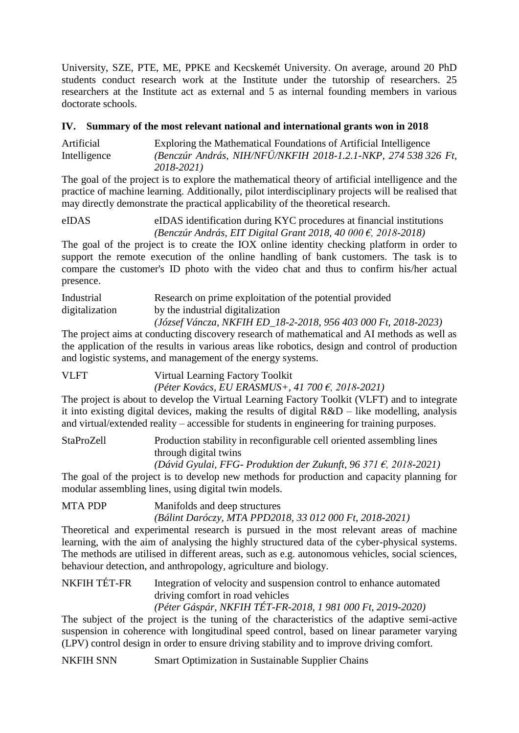University, SZE, PTE, ME, PPKE and Kecskemét University. On average, around 20 PhD students conduct research work at the Institute under the tutorship of researchers. 25 researchers at the Institute act as external and 5 as internal founding members in various doctorate schools.

## IV. Summary of the most relevant national and international grants won in 2018

**Artificial Intelligence** — Exploring the Mathematical Foundations of Artificial Intelligence
*(Benczúr András, NIH/NFÜ/NKFIH 2018-1.2.1-NKP, 274 538 326 Ft, 2018-2021)*

The goal of the project is to explore the mathematical theory of artificial intelligence and the practice of machine learning. Additionally, pilot interdisciplinary projects will be realised that may directly demonstrate the practical applicability of the theoretical research.

**eIDAS** — eIDAS identification during KYC procedures at financial institutions
*(Benczúr András, EIT Digital Grant 2018, 40 000 €, 2018-2018)*

The goal of the project is to create the IOX online identity checking platform in order to support the remote execution of the online handling of bank customers. The task is to compare the customer's ID photo with the video chat and thus to confirm his/her actual presence.

**Industrial digitalization** — Research on prime exploitation of the potential provided by the industrial digitalization
*(József Váncza, NKFIH ED_18-2-2018, 956 403 000 Ft, 2018-2023)*

The project aims at conducting discovery research of mathematical and AI methods as well as the application of the results in various areas like robotics, design and control of production and logistic systems, and management of the energy systems.

**VLFT** — Virtual Learning Factory Toolkit
*(Péter Kovács, EU ERASMUS+, 41 700 €, 2018-2021)*

The project is about to develop the Virtual Learning Factory Toolkit (VLFT) and to integrate it into existing digital devices, making the results of digital R&D – like modelling, analysis and virtual/extended reality – accessible for students in engineering for training purposes.

**StaProZell** — Production stability in reconfigurable cell oriented assembling lines through digital twins
*(Dávid Gyulai, FFG- Produktion der Zukunft, 96 371 €, 2018-2021)*

The goal of the project is to develop new methods for production and capacity planning for modular assembling lines, using digital twin models.

**MTA PDP** — Manifolds and deep structures
*(Bálint Daróczy, MTA PPD2018, 33 012 000 Ft, 2018-2021)*

Theoretical and experimental research is pursued in the most relevant areas of machine learning, with the aim of analysing the highly structured data of the cyber-physical systems. The methods are utilised in different areas, such as e.g. autonomous vehicles, social sciences, behaviour detection, and anthropology, agriculture and biology.

**NKFIH TÉT-FR** — Integration of velocity and suspension control to enhance automated driving comfort in road vehicles
*(Péter Gáspár, NKFIH TÉT-FR-2018, 1 981 000 Ft, 2019-2020)*

The subject of the project is the tuning of the characteristics of the adaptive semi-active suspension in coherence with longitudinal speed control, based on linear parameter varying (LPV) control design in order to ensure driving stability and to improve driving comfort.

**NKFIH SNN** — Smart Optimization in Sustainable Supplier Chains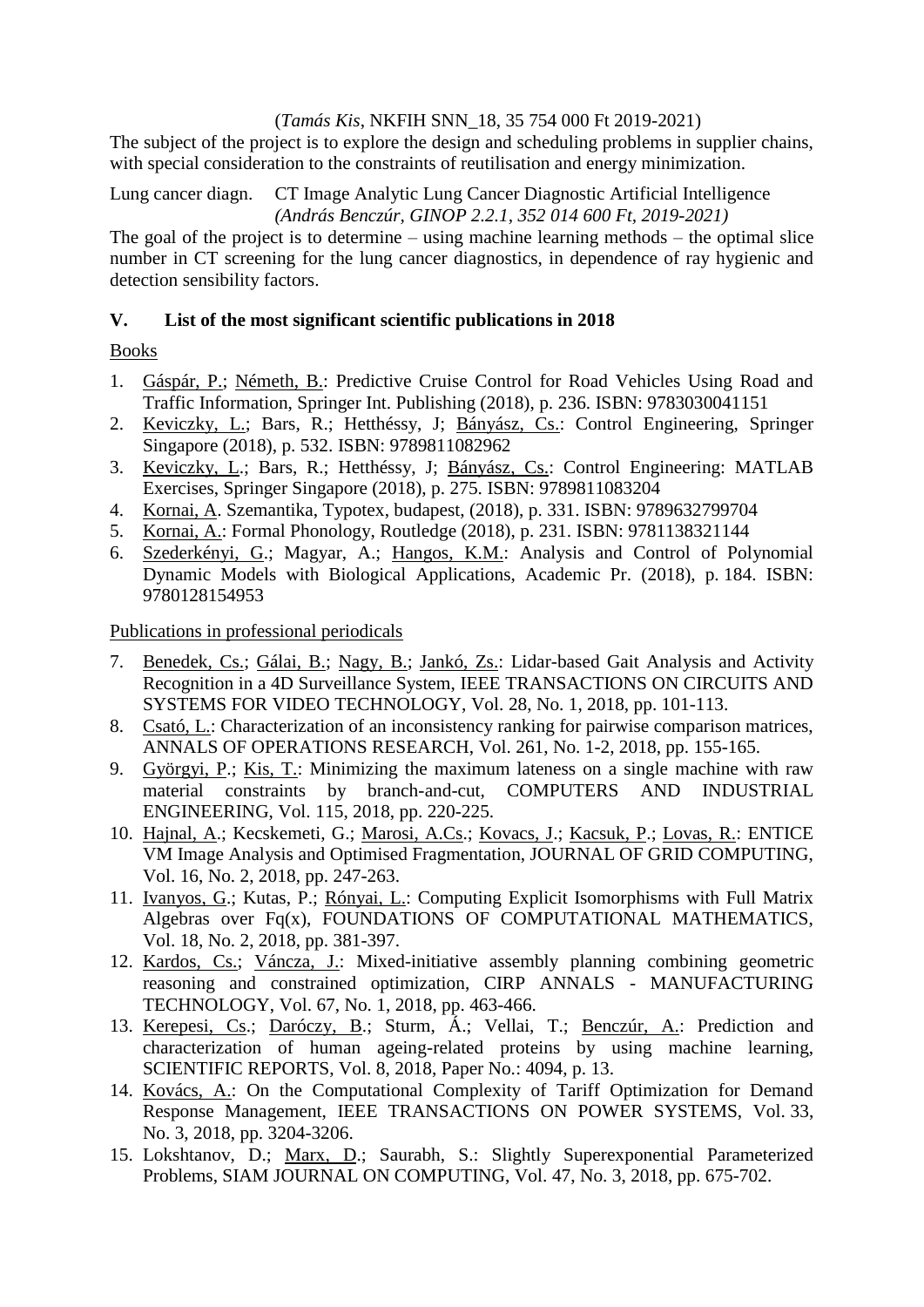(*Tamás Kis*, NKFIH SNN_18, 35 754 000 Ft 2019-2021)

The subject of the project is to explore the design and scheduling problems in supplier chains, with special consideration to the constraints of reutilisation and energy minimization.

Lung cancer diagn. CT Image Analytic Lung Cancer Diagnostic Artificial Intelligence *(András Benczúr, GINOP 2.2.1, 352 014 600 Ft, 2019-2021)*

The goal of the project is to determine – using machine learning methods – the optimal slice number in CT screening for the lung cancer diagnostics, in dependence of ray hygienic and detection sensibility factors.

## V. List of the most significant scientific publications in 2018

Books

1. Gáspár, P.; Németh, B.: Predictive Cruise Control for Road Vehicles Using Road and Traffic Information, Springer Int. Publishing (2018), p. 236. ISBN: 9783030041151
2. Keviczky, L.; Bars, R.; Hetthéssy, J; Bányász, Cs.: Control Engineering, Springer Singapore (2018), p. 532. ISBN: 9789811082962
3. Keviczky, L.; Bars, R.; Hetthéssy, J; Bányász, Cs.: Control Engineering: MATLAB Exercises, Springer Singapore (2018), p. 275. ISBN: 9789811083204
4. Kornai, A. Szemantika, Typotex, budapest, (2018), p. 331. ISBN: 9789632799704
5. Kornai, A.: Formal Phonology, Routledge (2018), p. 231. ISBN: 9781138321144
6. Szederkényi, G.; Magyar, A.; Hangos, K.M.: Analysis and Control of Polynomial Dynamic Models with Biological Applications, Academic Pr. (2018), p. 184. ISBN: 9780128154953

Publications in professional periodicals

7. Benedek, Cs.; Gálai, B.; Nagy, B.; Jankó, Zs.: Lidar-based Gait Analysis and Activity Recognition in a 4D Surveillance System, IEEE TRANSACTIONS ON CIRCUITS AND SYSTEMS FOR VIDEO TECHNOLOGY, Vol. 28, No. 1, 2018, pp. 101-113.
8. Csató, L.: Characterization of an inconsistency ranking for pairwise comparison matrices, ANNALS OF OPERATIONS RESEARCH, Vol. 261, No. 1-2, 2018, pp. 155-165.
9. Györgyi, P.; Kis, T.: Minimizing the maximum lateness on a single machine with raw material constraints by branch-and-cut, COMPUTERS AND INDUSTRIAL ENGINEERING, Vol. 115, 2018, pp. 220-225.
10. Hajnal, A.; Kecskemeti, G.; Marosi, A.Cs.; Kovacs, J.; Kacsuk, P.; Lovas, R.: ENTICE VM Image Analysis and Optimised Fragmentation, JOURNAL OF GRID COMPUTING, Vol. 16, No. 2, 2018, pp. 247-263.
11. Ivanyos, G.; Kutas, P.; Rónyai, L.: Computing Explicit Isomorphisms with Full Matrix Algebras over Fq(x), FOUNDATIONS OF COMPUTATIONAL MATHEMATICS, Vol. 18, No. 2, 2018, pp. 381-397.
12. Kardos, Cs.; Váncza, J.: Mixed-initiative assembly planning combining geometric reasoning and constrained optimization, CIRP ANNALS - MANUFACTURING TECHNOLOGY, Vol. 67, No. 1, 2018, pp. 463-466.
13. Kerepesi, Cs.; Daróczy, B.; Sturm, Á.; Vellai, T.; Benczúr, A.: Prediction and characterization of human ageing-related proteins by using machine learning, SCIENTIFIC REPORTS, Vol. 8, 2018, Paper No.: 4094, p. 13.
14. Kovács, A.: On the Computational Complexity of Tariff Optimization for Demand Response Management, IEEE TRANSACTIONS ON POWER SYSTEMS, Vol. 33, No. 3, 2018, pp. 3204-3206.
15. Lokshtanov, D.; Marx, D.; Saurabh, S.: Slightly Superexponential Parameterized Problems, SIAM JOURNAL ON COMPUTING, Vol. 47, No. 3, 2018, pp. 675-702.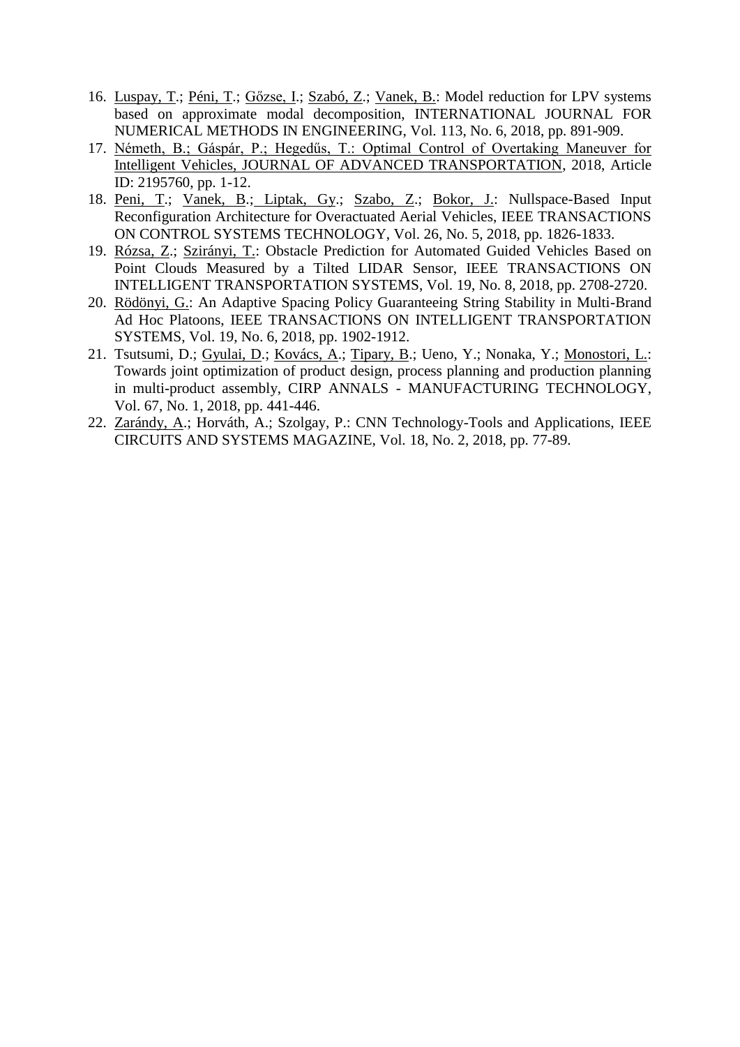16. Luspay, T.; Péni, T.; Gőzse, I.; Szabó, Z.; Vanek, B.: Model reduction for LPV systems based on approximate modal decomposition, INTERNATIONAL JOURNAL FOR NUMERICAL METHODS IN ENGINEERING, Vol. 113, No. 6, 2018, pp. 891-909.
17. Németh, B.; Gáspár, P.; Hegedűs, T.: Optimal Control of Overtaking Maneuver for Intelligent Vehicles, JOURNAL OF ADVANCED TRANSPORTATION, 2018, Article ID: 2195760, pp. 1-12.
18. Peni, T.; Vanek, B.; Liptak, Gy.; Szabo, Z.; Bokor, J.: Nullspace-Based Input Reconfiguration Architecture for Overactuated Aerial Vehicles, IEEE TRANSACTIONS ON CONTROL SYSTEMS TECHNOLOGY, Vol. 26, No. 5, 2018, pp. 1826-1833.
19. Rózsa, Z.; Szirányi, T.: Obstacle Prediction for Automated Guided Vehicles Based on Point Clouds Measured by a Tilted LIDAR Sensor, IEEE TRANSACTIONS ON INTELLIGENT TRANSPORTATION SYSTEMS, Vol. 19, No. 8, 2018, pp. 2708-2720.
20. Rödönyi, G.: An Adaptive Spacing Policy Guaranteeing String Stability in Multi-Brand Ad Hoc Platoons, IEEE TRANSACTIONS ON INTELLIGENT TRANSPORTATION SYSTEMS, Vol. 19, No. 6, 2018, pp. 1902-1912.
21. Tsutsumi, D.; Gyulai, D.; Kovács, A.; Tipary, B.; Ueno, Y.; Nonaka, Y.; Monostori, L.: Towards joint optimization of product design, process planning and production planning in multi-product assembly, CIRP ANNALS - MANUFACTURING TECHNOLOGY, Vol. 67, No. 1, 2018, pp. 441-446.
22. Zarándy, A.; Horváth, A.; Szolgay, P.: CNN Technology-Tools and Applications, IEEE CIRCUITS AND SYSTEMS MAGAZINE, Vol. 18, No. 2, 2018, pp. 77-89.